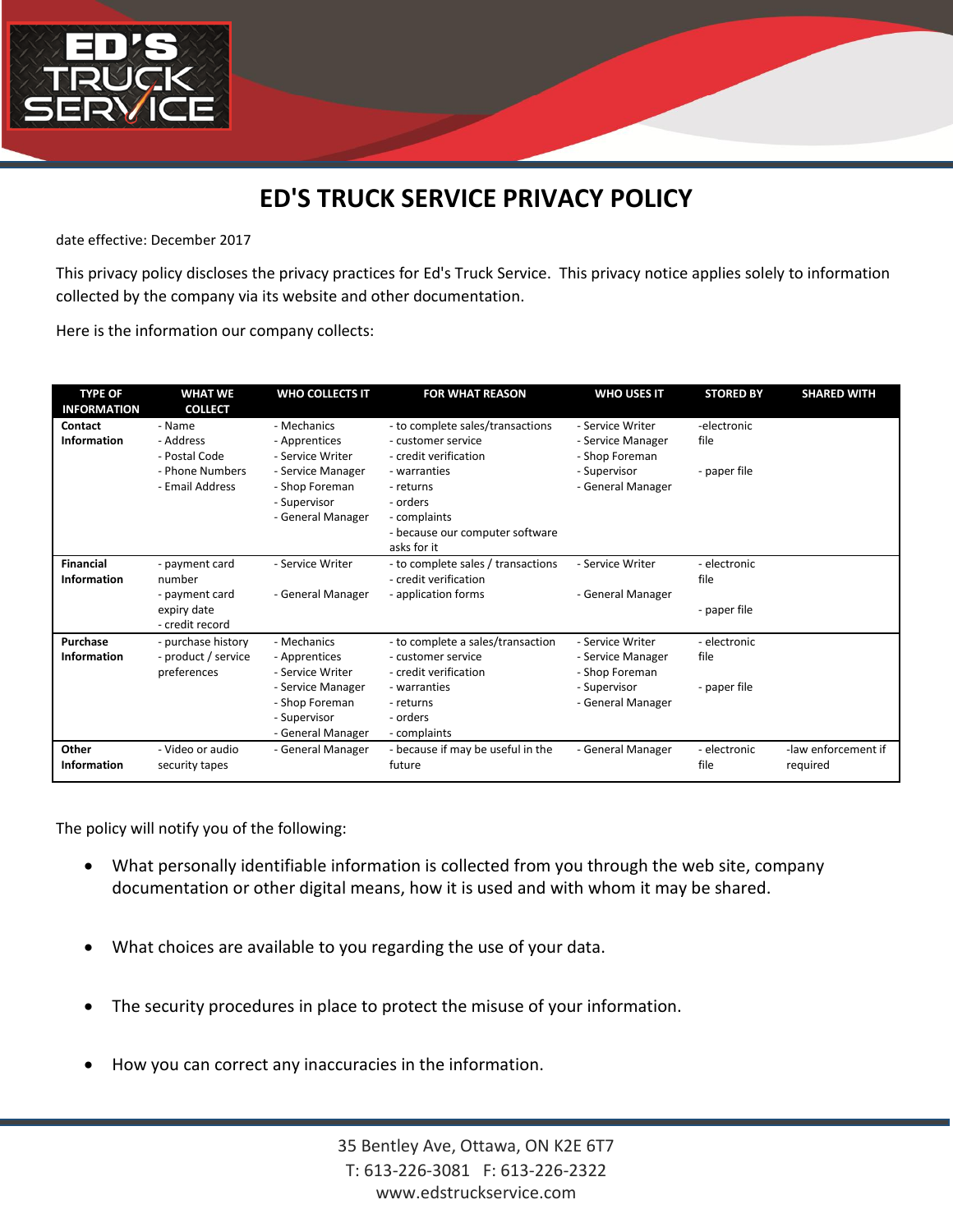# ED'S TRUCK SERVICE PRIVACY POLICY

date effective: December 2017

This privacy policy discloses the privacy practices for Ed's Truck Service. This privacy notice applies solely to information collected by the company via its website and other documentation.

Here is the information our company collects:

| TYPE OF INFORMATION | WHAT WE COLLECT | WHO COLLECTS IT | FOR WHAT REASON | WHO USES IT | STORED BY | SHARED WITH |
|---|---|---|---|---|---|---|
| **Contact Information** | - Name<br>- Address<br>- Postal Code<br>- Phone Numbers<br>- Email Address | - Mechanics<br>- Apprentices<br>- Service Writer<br>- Service Manager<br>- Shop Foreman<br>- Supervisor<br>- General Manager | - to complete sales/transactions<br>- customer service<br>- credit verification<br>- warranties<br>- returns<br>- orders<br>- complaints<br>- because our computer software asks for it | - Service Writer<br>- Service Manager<br>- Shop Foreman<br>- Supervisor<br>- General Manager | -electronic file<br>- paper file | |
| **Financial Information** | - payment card number<br>- payment card expiry date<br>- credit record | - Service Writer<br>- General Manager | - to complete sales / transactions<br>- credit verification<br>- application forms | - Service Writer<br>- General Manager | - electronic file<br>- paper file | |
| **Purchase Information** | - purchase history<br>- product / service preferences | - Mechanics<br>- Apprentices<br>- Service Writer<br>- Service Manager<br>- Shop Foreman<br>- Supervisor<br>- General Manager | - to complete a sales/transaction<br>- customer service<br>- credit verification<br>- warranties<br>- returns<br>- orders<br>- complaints | - Service Writer<br>- Service Manager<br>- Shop Foreman<br>- Supervisor<br>- General Manager | - electronic file<br>- paper file | |
| **Other Information** | - Video or audio security tapes | - General Manager | - because if may be useful in the future | - General Manager | - electronic file | -law enforcement if required |

The policy will notify you of the following:

- What personally identifiable information is collected from you through the web site, company documentation or other digital means, how it is used and with whom it may be shared.
- What choices are available to you regarding the use of your data.
- The security procedures in place to protect the misuse of your information.
- How you can correct any inaccuracies in the information.

35 Bentley Ave, Ottawa, ON K2E 6T7
T: 613-226-3081 F: 613-226-2322
www.edstruckservice.com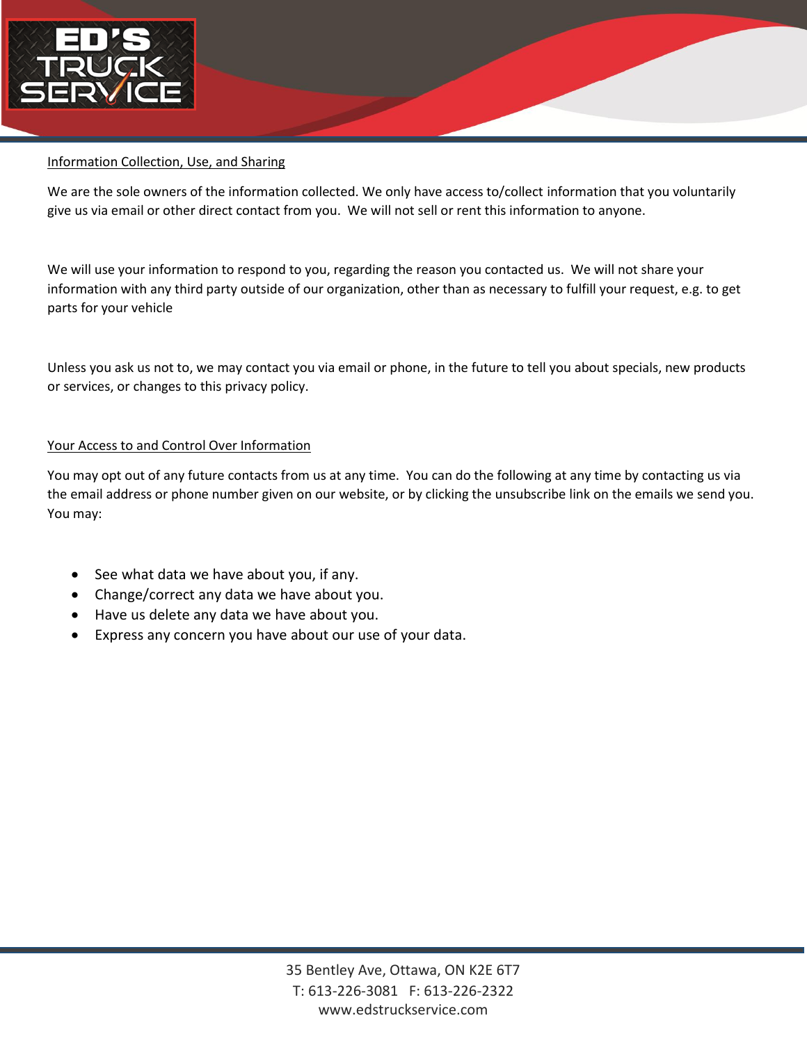## Information Collection, Use, and Sharing

We are the sole owners of the information collected. We only have access to/collect information that you voluntarily give us via email or other direct contact from you. We will not sell or rent this information to anyone.

We will use your information to respond to you, regarding the reason you contacted us. We will not share your information with any third party outside of our organization, other than as necessary to fulfill your request, e.g. to get parts for your vehicle

Unless you ask us not to, we may contact you via email or phone, in the future to tell you about specials, new products or services, or changes to this privacy policy.

## Your Access to and Control Over Information

You may opt out of any future contacts from us at any time. You can do the following at any time by contacting us via the email address or phone number given on our website, or by clicking the unsubscribe link on the emails we send you. You may:

- See what data we have about you, if any.
- Change/correct any data we have about you.
- Have us delete any data we have about you.
- Express any concern you have about our use of your data.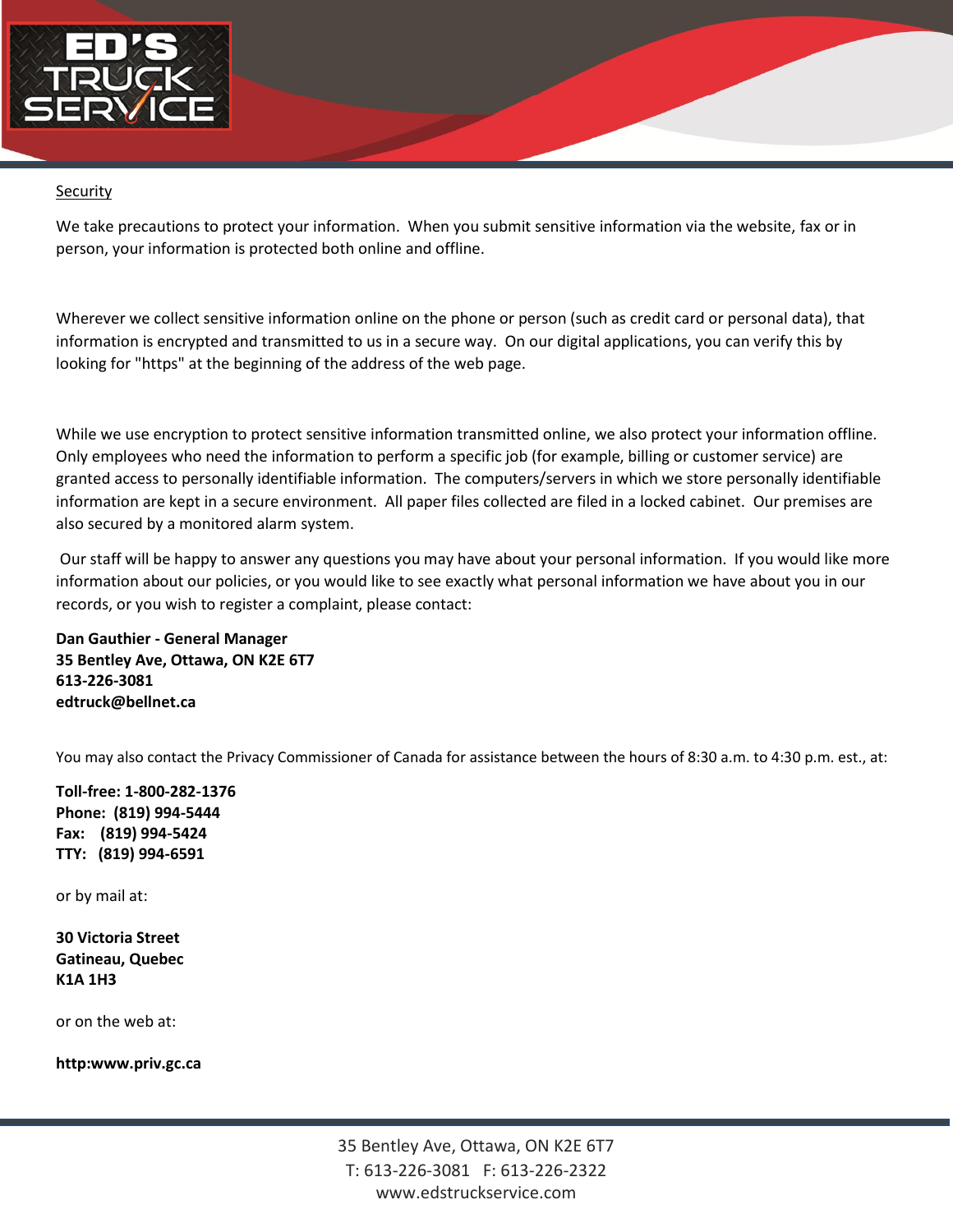Security

We take precautions to protect your information. When you submit sensitive information via the website, fax or in person, your information is protected both online and offline.

Wherever we collect sensitive information online on the phone or person (such as credit card or personal data), that information is encrypted and transmitted to us in a secure way. On our digital applications, you can verify this by looking for "https" at the beginning of the address of the web page.

While we use encryption to protect sensitive information transmitted online, we also protect your information offline. Only employees who need the information to perform a specific job (for example, billing or customer service) are granted access to personally identifiable information. The computers/servers in which we store personally identifiable information are kept in a secure environment. All paper files collected are filed in a locked cabinet. Our premises are also secured by a monitored alarm system.

Our staff will be happy to answer any questions you may have about your personal information. If you would like more information about our policies, or you would like to see exactly what personal information we have about you in our records, or you wish to register a complaint, please contact:

**Dan Gauthier - General Manager**
**35 Bentley Ave, Ottawa, ON K2E 6T7**
**613-226-3081**
**edtruck@bellnet.ca**

You may also contact the Privacy Commissioner of Canada for assistance between the hours of 8:30 a.m. to 4:30 p.m. est., at:

**Toll-free: 1-800-282-1376**
**Phone: (819) 994-5444**
**Fax: (819) 994-5424**
**TTY: (819) 994-6591**

or by mail at:

**30 Victoria Street**
**Gatineau, Quebec**
**K1A 1H3**

or on the web at:

**http:www.priv.gc.ca**